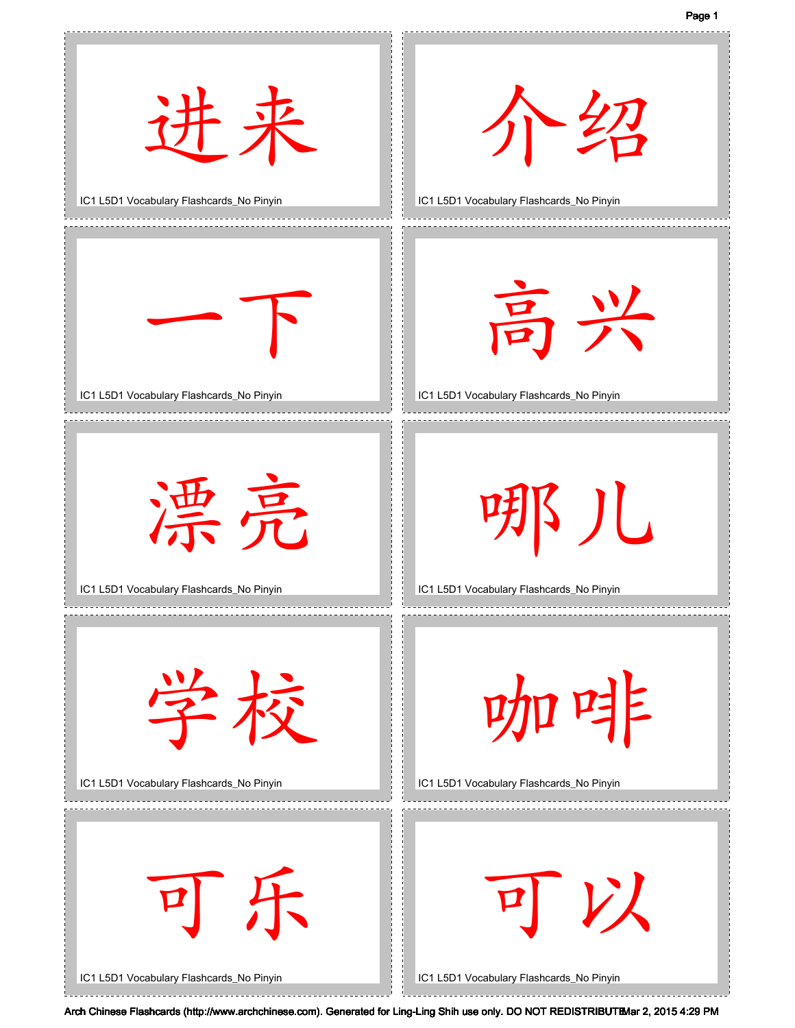进来

IC1 L5D1 Vocabulary Flashcards_No Pinyin

介绍

IC1 L5D1 Vocabulary Flashcards_No Pinyin

一下

IC1 L5D1 Vocabulary Flashcards_No Pinyin

高兴

IC1 L5D1 Vocabulary Flashcards_No Pinyin

漂亮

IC1 L5D1 Vocabulary Flashcards_No Pinyin

哪儿

IC1 L5D1 Vocabulary Flashcards_No Pinyin

学校

IC1 L5D1 Vocabulary Flashcards_No Pinyin

咖啡

IC1 L5D1 Vocabulary Flashcards_No Pinyin

可乐

IC1 L5D1 Vocabulary Flashcards_No Pinyin

可以

IC1 L5D1 Vocabulary Flashcards_No Pinyin

Arch Chinese Flashcards (http://www.archchinese.com). Generated for Ling-Ling Shih use only. DO NOT REDISTRIBUTE Mar 2, 2015 4:29 PM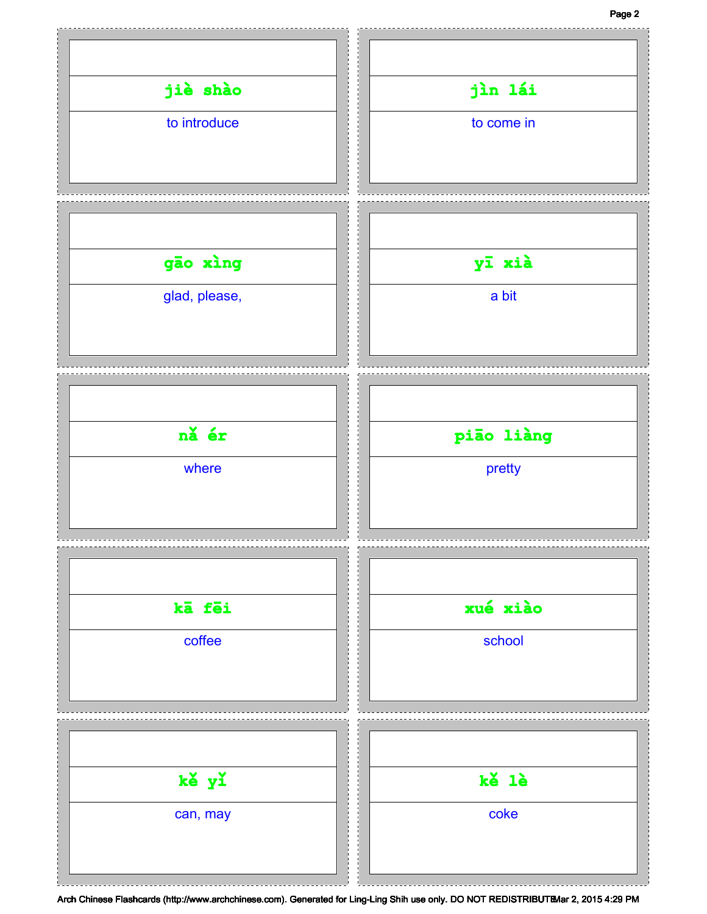| Pinyin | English |
| --- | --- |
| jiè shào | to introduce |
| jìn lái | to come in |
| gāo xìng | glad, please, |
| yī xià | a bit |
| nǎ ér | where |
| piāo liàng | pretty |
| kā fēi | coffee |
| xué xiào | school |
| kě yǐ | can, may |
| kě lè | coke |

Arch Chinese Flashcards (http://www.archchinese.com). Generated for Ling-Ling Shih use only. DO NOT REDISTRIBUTE Mar 2, 2015 4:29 PM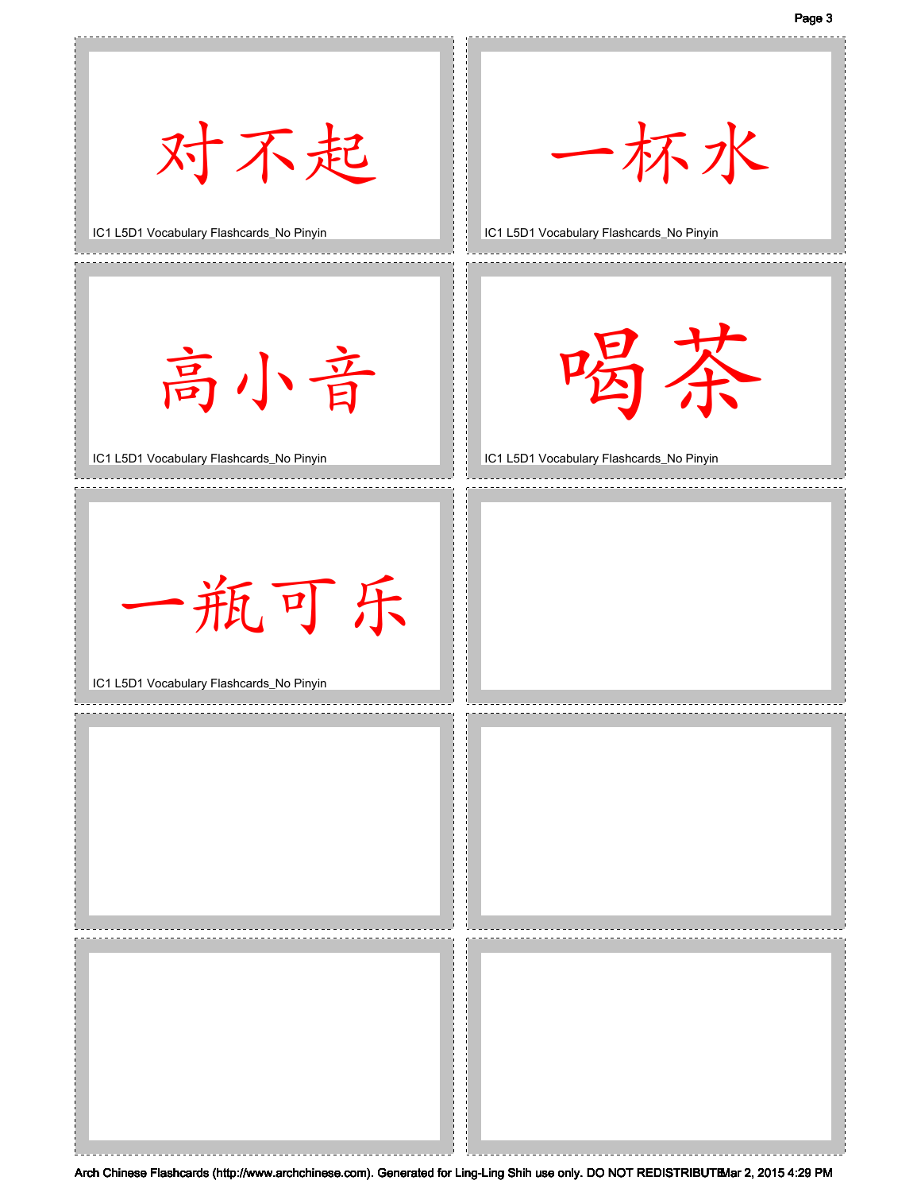对不起

IC1 L5D1 Vocabulary Flashcards_No Pinyin

一杯水

IC1 L5D1 Vocabulary Flashcards_No Pinyin

高小音

IC1 L5D1 Vocabulary Flashcards_No Pinyin

喝茶

IC1 L5D1 Vocabulary Flashcards_No Pinyin

一瓶可乐

IC1 L5D1 Vocabulary Flashcards_No Pinyin

Arch Chinese Flashcards (http://www.archchinese.com). Generated for Ling-Ling Shih use only. DO NOT REDISTRIBUTE Mar 2, 2015 4:29 PM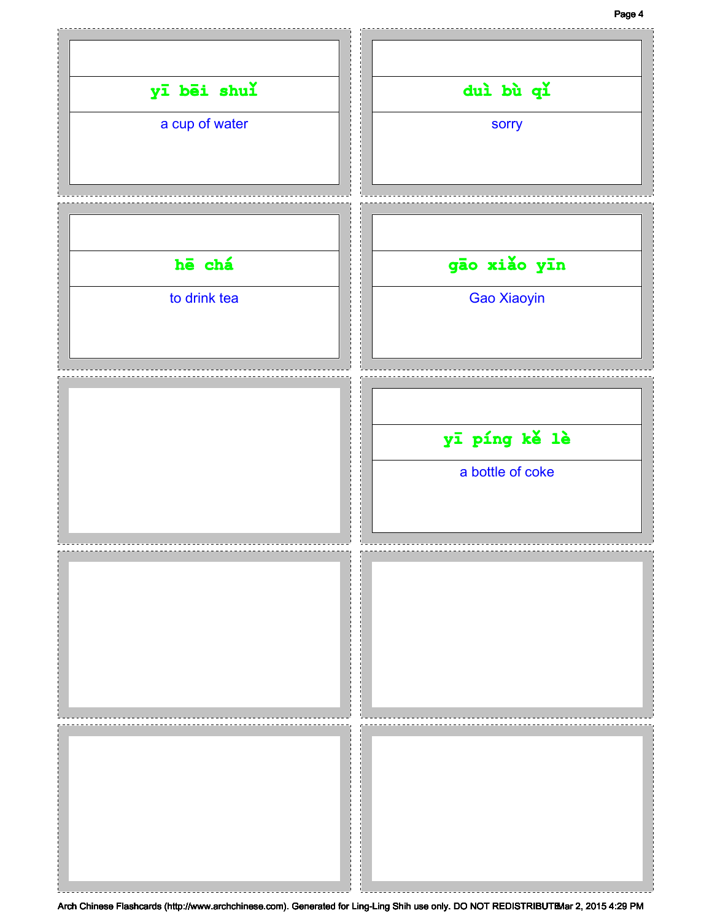yī bēi shuǐ

a cup of water

duì bù qǐ

sorry

hē chá

to drink tea

gāo xiǎo yīn

Gao Xiaoyin

yī píng kě lè

a bottle of coke